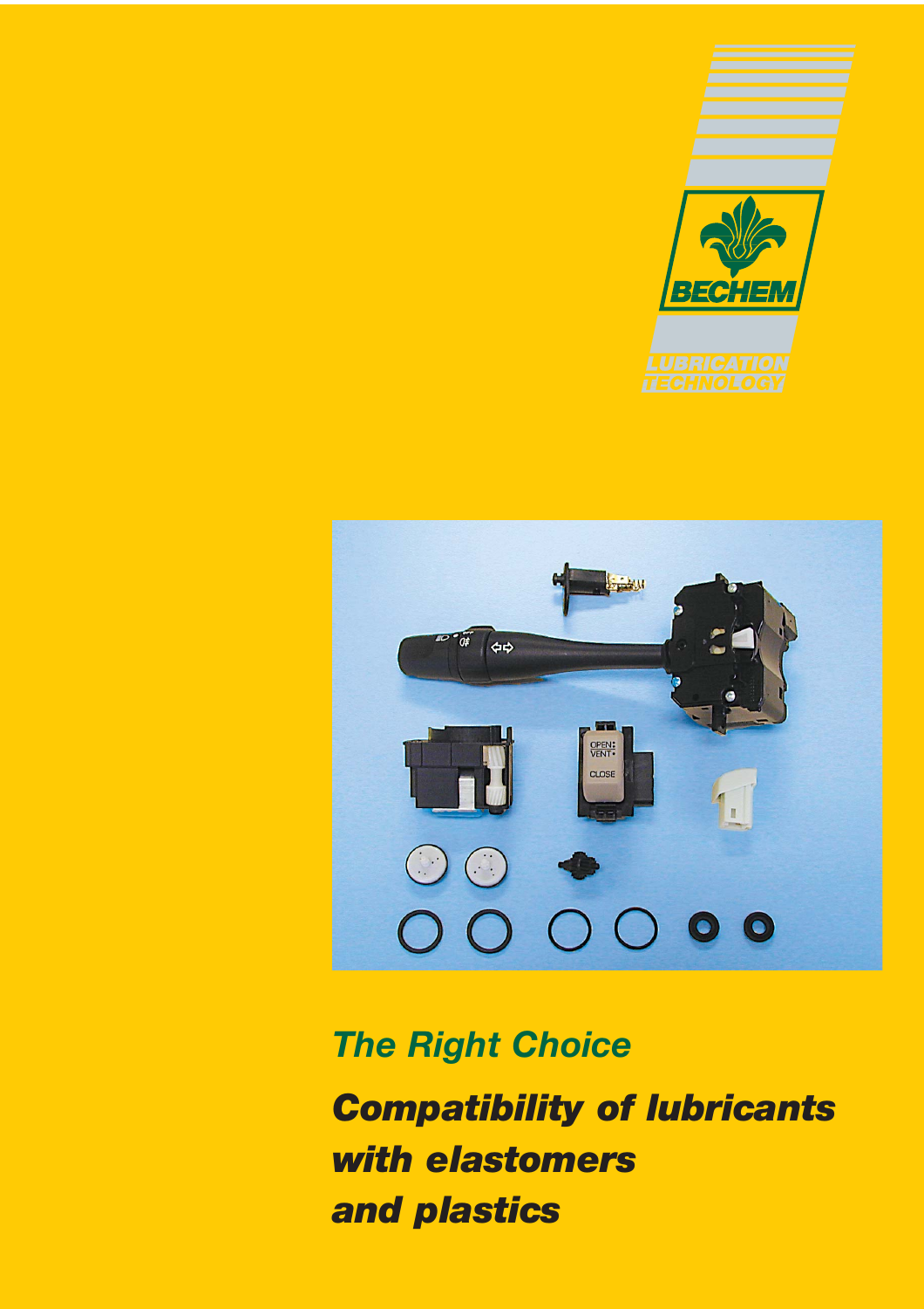BECHEM

LUBRICATION TECHNOLOGY

## The Right Choice

# Compatibility of lubricants with elastomers and plastics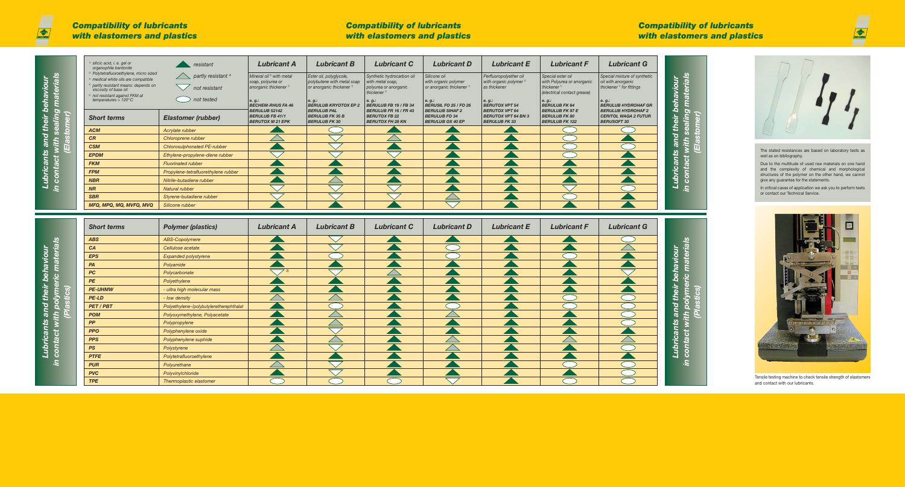# Compatibility of lubricants with elastomers and plastics

## Lubricants and their behaviour in contact with sealing materials (Elastomer)

1) silicic acid, i. e. gel or organophile bentonite
2) Polytetrafluoroethylene, micro sized
3) medical white oils are compatible
4) partly resistant means: depends on viscosity of base oil
5) not resistant against FKM at temperatures > 120°C

Legend: ▲ resistant | △ partly resistant [4] | ▽ not resistant | ○ not tested

| Short terms | Elastomer (rubber) | Lubricant A | Lubricant B | Lubricant C | Lubricant D | Lubricant E | Lubricant F | Lubricant G |
|---|---|---|---|---|---|---|---|---|
| | | Mineral oil [3] with metal soap, polyurea or anorganic thickener [1]<br>e. g.:<br>BECHEM-RHUS FA 46<br>BERULUB 52142<br>BERULUB FB 41/1<br>BERUTOX M 21 EPK | Ester oil, polyglycole, polybutene with metal soap or anorganic thickener [1]<br>e. g.:<br>BERULUB KRYOTOX EP 2<br>BERULUB PAL<br>BERULUB FK 35 B<br>BERULUB FK 30 | Synthetic hydrocarbon oil with metal soap, polyurea or anorganic thickener [1]<br>e. g.:<br>BERULUB FB 19 / FB 34<br>BERULUB FR 16 / FR 43<br>BERUTOX FB 22<br>BERUTOX FH 28 KN | Silicone oil with organic polymer or anorganic thickener [1]<br>e. g.:<br>BERUSIL FO 25 / FO 26<br>BERULUB SIHAF 2<br>BERULUB FO 34<br>BERULUB OX 40 EP | Perfluoropolyether oil with organic polymer [2] as thickener<br>e. g.:<br>BERUTOX VPT 54<br>BERUTOX VPT 64<br>BERUTOX VPT 64 BN 3<br>BERULUB FK 33 | Special ester oil with Polyurea or anorganic thickener [1] (electrical contact grease)<br>e. g.:<br>BERULUB FK 64<br>BERULUB FK 97 E<br>BERULUB FK 80<br>BERULUB FK 122 | Special mixture of synthetic oil with anorganic thickener [1] for fittings<br>e. g.:<br>BERULUB HYDROHAF GR<br>BERULUB HYDROHAF 2<br>CERITOL WAGA 2 FUTUR<br>BERUSOFT 30 |
| ACM | Acrylate rubber | ▲ | ○ | ▲ | ▲ | ▲ | ○ | ○ |
| CR | Chloroprene rubber | △ | ▽ | △ | ▲ | ▲ | ○ | ▲ |
| CSM | Chlorosulphonated PE-rubber | ▲ | ▽ | ▲ | ▲ | ▲ | ○ | ○ |
| EPDM | Ethylene-propylene-diene rubber | ▽ | ▽ | ▽ | ▲ | ▲ | ○ | ▲ |
| FKM | Fluorinated rubber | ▲ | ▲ | ▲ | ▲ | ▲ | ▲ | ▲ |
| FPM | Propylene-tetrafluorethylene rubber | ▲ | ▲ | ▲ | ▲ | ▲ | ▲ | ▲ |
| NBR | Nitrile-butadiene rubber | ▲ | △ | ▲ | ▲ | ▲ | ▲ | ▲ |
| NR | Natural rubber | ▽ | ▽ | ▽ | ▲ | ▲ | ▽ | ○ |
| SBR | Styrene-butadiene rubber | ▽ | ▲ | ▽ | △ | ▲ | ○ | ▲ |
| MFQ, MPQ, MQ, MVFQ, MVQ | Silicone rubber | ▲ | ▲ | ▲ | ▽ | ▲ | ▲ | ▲ |

## Lubricants and their behaviour in contact with polymeric materials (Plastics)

| Short terms | Polymer (plastics) | Lubricant A | Lubricant B | Lubricant C | Lubricant D | Lubricant E | Lubricant F | Lubricant G |
|---|---|---|---|---|---|---|---|---|
| ABS | ABS-Copolymere | ▲ | ▽ | ▲ | ▲ | ▲ | ▲ | ○ |
| CA | Cellulose acetate | ▲ | ▽ | ▲ | ○ | ▲ | ▲ | △ |
| EPS | Expanded polystyrene | ▲ | ○ | ▲ | ○ | ▲ | ○ | ▲ |
| PA | Polyamide | ▲ | ▲ | ▲ | ▲ | ▲ | ▲ | ▲ |
| PC | Polycarbonate | ▽ [3] | ▽ | △ | ▲ | ▲ | ▲ | ▽ |
| PE | Polyethylene | ▲ | ▲ | ▲ | ▲ | ▲ | ▲ | ▲ |
| PE-UHMW | - ultra high molecular mass | ▲ | ▲ | ▲ | ▲ | ▲ | ▲ | ▲ |
| PE-LD | - low density | △ | △ | ▲ | ▲ | ▲ | ○ | ○ |
| PET / PBT | Polyethylene-/polybutylenetherephthalat | ▲ | ○ | ▲ | ○ | ▲ | ○ | ○ |
| POM | Polyoxymethylene, Polyacetate | ▲ | △ | ▲ | △ | ▲ | ▲ | ○ |
| PP | Polypropylene | ▲ | △ | ▲ | ▲ | ▲ | ▲ | ○ |
| PPO | Polyphenylene oxide | ▲ | ▽ | ▲ | ▲ | ▲ | ▲ | ▲ |
| PPS | Polyphenylene suphide | ▲ | △ | ▲ | △ | ▲ | △ | △ |
| PS | Polystyrene | △ | ▽ | ▲ | △ | ▲ | ▲ | ○ |
| PTFE | Polytetrafluoroethylene | ▲ | ▲ | ▲ | ▲ | ▲ | ▲ | ▲ |
| PUR | Polyurethane | △ | ▽ | ▲ | ▲ | ▲ | ○ | ○ |
| PVC | Polyvinylchloride | ▲ | ▽ | ▲ | ▲ | ▲ | ▲ | ○ |
| TPE | Thermoplastic elastomer | ○ | ○ | ○ | ▽ | ▲ | ○ | ○ |

The stated resistances are based on laboratory tests as well as on bibliography.

Due to the multitude of used raw materials on one hand and the complexity of chemical and morphological structures of the polymer on the other hand, we cannot give any guarantee for the statements.

In critical cases of application we ask you to perform tests or contact our Technical Service.

Tensile testing machine to check tensile strength of elastomers and contact with our lubricants.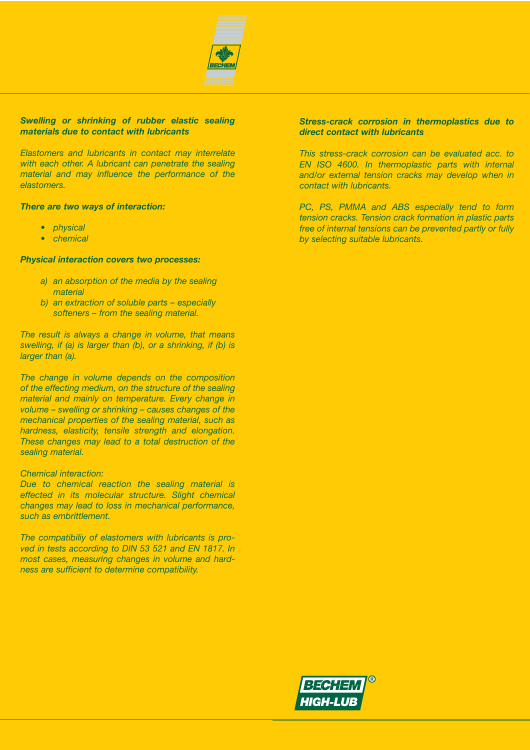## *Swelling or shrinking of rubber elastic sealing materials due to contact with lubricants*

*Elastomers and lubricants in contact may interrelate with each other. A lubricant can penetrate the sealing material and may influence the performance of the elastomers.*

***There are two ways of interaction:***

- *physical*
- *chemical*

***Physical interaction covers two processes:***

*a) an absorption of the media by the sealing material*
*b) an extraction of soluble parts – especially softeners – from the sealing material.*

*The result is always a change in volume, that means swelling, if (a) is larger than (b), or a shrinking, if (b) is larger than (a).*

*The change in volume depends on the composition of the effecting medium, on the structure of the sealing material and mainly on temperature. Every change in volume – swelling or shrinking – causes changes of the mechanical properties of the sealing material, such as hardness, elasticity, tensile strength and elongation. These changes may lead to a total destruction of the sealing material.*

*Chemical interaction:*
*Due to chemical reaction the sealing material is effected in its molecular structure. Slight chemical changes may lead to loss in mechanical performance, such as embrittlement.*

*The compatibiliy of elastomers with lubricants is proved in tests according to DIN 53 521 and EN 1817. In most cases, measuring changes in volume and hardness are sufficient to determine compatibility.*

## *Stress-crack corrosion in thermoplastics due to direct contact with lubricants*

*This stress-crack corrosion can be evaluated acc. to EN ISO 4600. In thermoplastic parts with internal and/or external tension cracks may develop when in contact with lubricants.*

*PC, PS, PMMA and ABS especially tend to form tension cracks. Tension crack formation in plastic parts free of internal tensions can be prevented partly or fully by selecting suitable lubricants.*

BECHEM® HIGH-LUB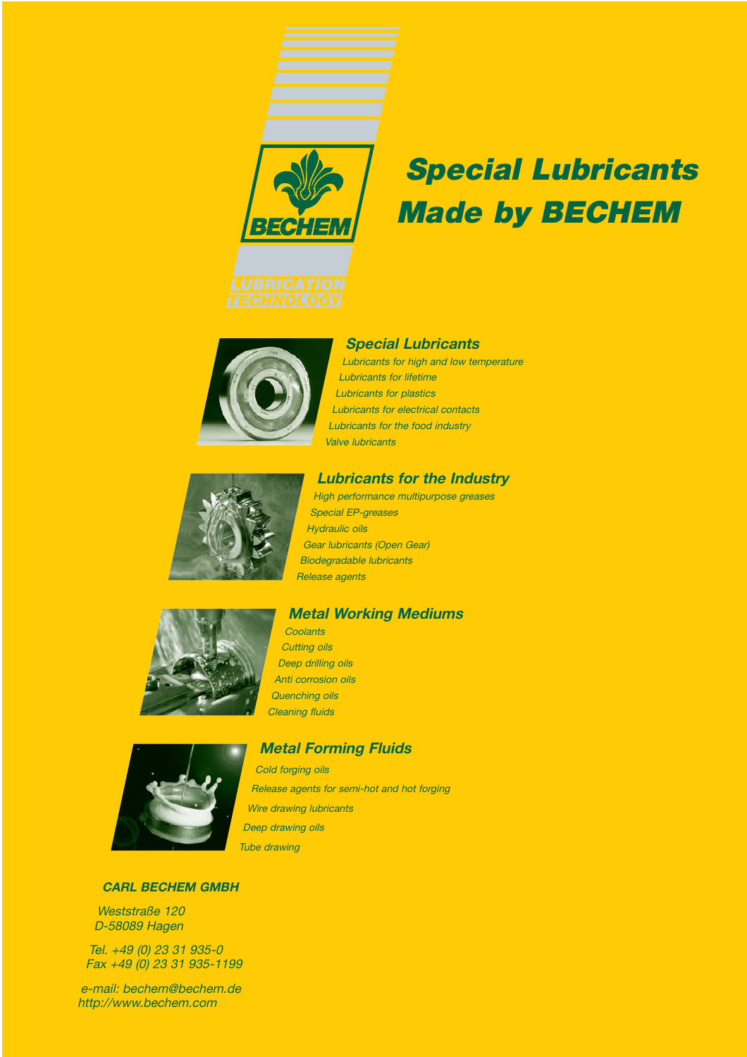BECHEM

LUBRICATION TECHNOLOGY

# Special Lubricants Made by BECHEM

## Special Lubricants

*Lubricants for high and low temperature*
*Lubricants for lifetime*
*Lubricants for plastics*
*Lubricants for electrical contacts*
*Lubricants for the food industry*
*Valve lubricants*

## Lubricants for the Industry

*High performance multipurpose greases*
*Special EP-greases*
*Hydraulic oils*
*Gear lubricants (Open Gear)*
*Biodegradable lubricants*
*Release agents*

## Metal Working Mediums

*Coolants*
*Cutting oils*
*Deep drilling oils*
*Anti corrosion oils*
*Quenching oils*
*Cleaning fluids*

## Metal Forming Fluids

*Cold forging oils*
*Release agents for semi-hot and hot forging*
*Wire drawing lubricants*
*Deep drawing oils*
*Tube drawing*

**CARL BECHEM GMBH**

Weststraße 120
D-58089 Hagen

Tel. +49 (0) 23 31 935-0
Fax +49 (0) 23 31 935-1199

e-mail: bechem@bechem.de
http://www.bechem.com